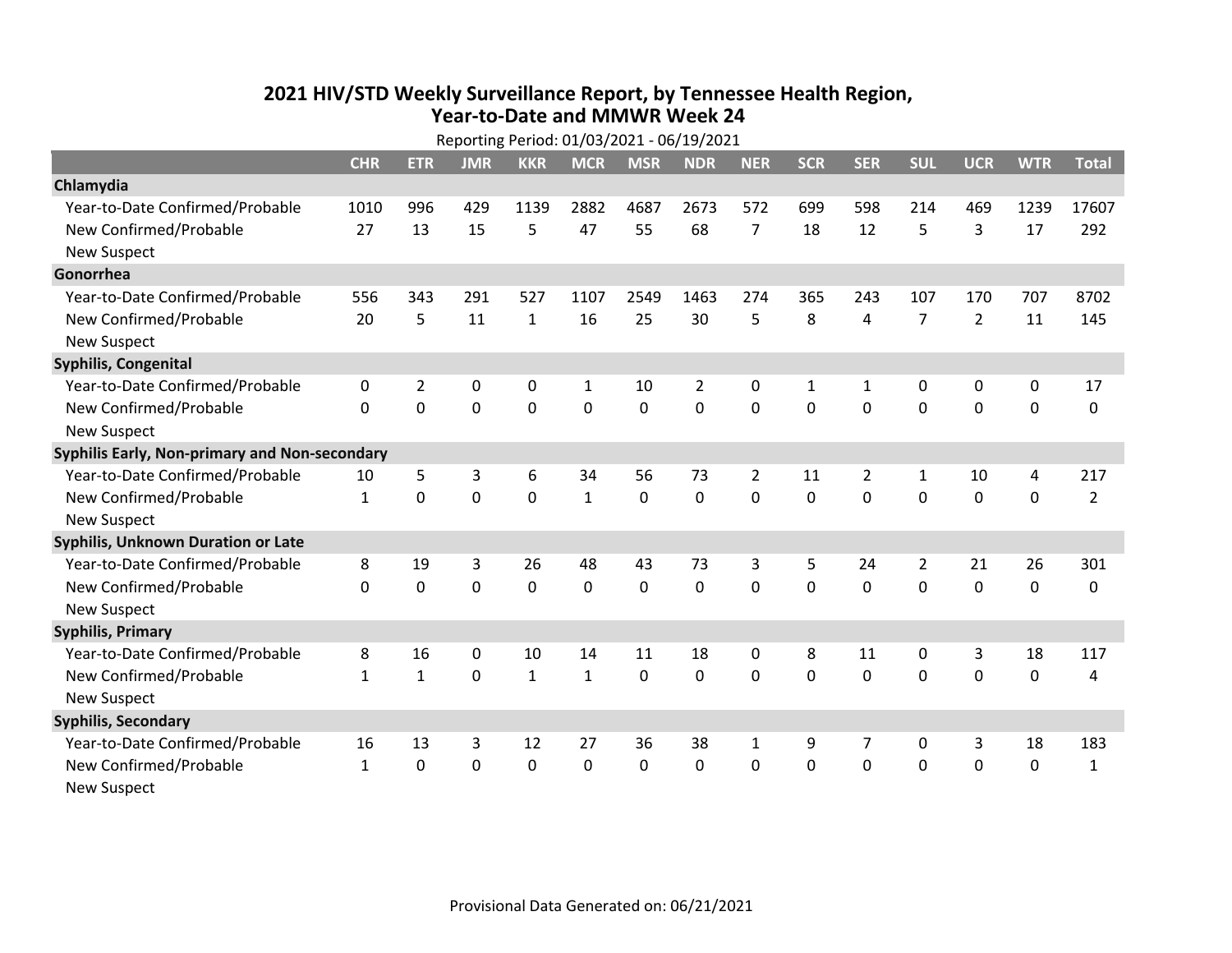# 2021 HIV/STD Weekly Surveillance Report, by Tennessee Health Region, Year-to-Date and MMWR Week 24

Reporting Period: 01/03/2021 - 06/19/2021

| | CHR | ETR | JMR | KKR | MCR | MSR | NDR | NER | SCR | SER | SUL | UCR | WTR | Total |
|---|---|---|---|---|---|---|---|---|---|---|---|---|---|---|
| **Chlamydia** | | | | | | | | | | | | | | |
| Year-to-Date Confirmed/Probable | 1010 | 996 | 429 | 1139 | 2882 | 4687 | 2673 | 572 | 699 | 598 | 214 | 469 | 1239 | 17607 |
| New Confirmed/Probable | 27 | 13 | 15 | 5 | 47 | 55 | 68 | 7 | 18 | 12 | 5 | 3 | 17 | 292 |
| New Suspect | | | | | | | | | | | | | | |
| **Gonorrhea** | | | | | | | | | | | | | | |
| Year-to-Date Confirmed/Probable | 556 | 343 | 291 | 527 | 1107 | 2549 | 1463 | 274 | 365 | 243 | 107 | 170 | 707 | 8702 |
| New Confirmed/Probable | 20 | 5 | 11 | 1 | 16 | 25 | 30 | 5 | 8 | 4 | 7 | 2 | 11 | 145 |
| New Suspect | | | | | | | | | | | | | | |
| **Syphilis, Congenital** | | | | | | | | | | | | | | |
| Year-to-Date Confirmed/Probable | 0 | 2 | 0 | 0 | 1 | 10 | 2 | 0 | 1 | 1 | 0 | 0 | 0 | 17 |
| New Confirmed/Probable | 0 | 0 | 0 | 0 | 0 | 0 | 0 | 0 | 0 | 0 | 0 | 0 | 0 | 0 |
| New Suspect | | | | | | | | | | | | | | |
| **Syphilis Early, Non-primary and Non-secondary** | | | | | | | | | | | | | | |
| Year-to-Date Confirmed/Probable | 10 | 5 | 3 | 6 | 34 | 56 | 73 | 2 | 11 | 2 | 1 | 10 | 4 | 217 |
| New Confirmed/Probable | 1 | 0 | 0 | 0 | 1 | 0 | 0 | 0 | 0 | 0 | 0 | 0 | 0 | 2 |
| New Suspect | | | | | | | | | | | | | | |
| **Syphilis, Unknown Duration or Late** | | | | | | | | | | | | | | |
| Year-to-Date Confirmed/Probable | 8 | 19 | 3 | 26 | 48 | 43 | 73 | 3 | 5 | 24 | 2 | 21 | 26 | 301 |
| New Confirmed/Probable | 0 | 0 | 0 | 0 | 0 | 0 | 0 | 0 | 0 | 0 | 0 | 0 | 0 | 0 |
| New Suspect | | | | | | | | | | | | | | |
| **Syphilis, Primary** | | | | | | | | | | | | | | |
| Year-to-Date Confirmed/Probable | 8 | 16 | 0 | 10 | 14 | 11 | 18 | 0 | 8 | 11 | 0 | 3 | 18 | 117 |
| New Confirmed/Probable | 1 | 1 | 0 | 1 | 1 | 0 | 0 | 0 | 0 | 0 | 0 | 0 | 0 | 4 |
| New Suspect | | | | | | | | | | | | | | |
| **Syphilis, Secondary** | | | | | | | | | | | | | | |
| Year-to-Date Confirmed/Probable | 16 | 13 | 3 | 12 | 27 | 36 | 38 | 1 | 9 | 7 | 0 | 3 | 18 | 183 |
| New Confirmed/Probable | 1 | 0 | 0 | 0 | 0 | 0 | 0 | 0 | 0 | 0 | 0 | 0 | 0 | 1 |
| New Suspect | | | | | | | | | | | | | | |

Provisional Data Generated on: 06/21/2021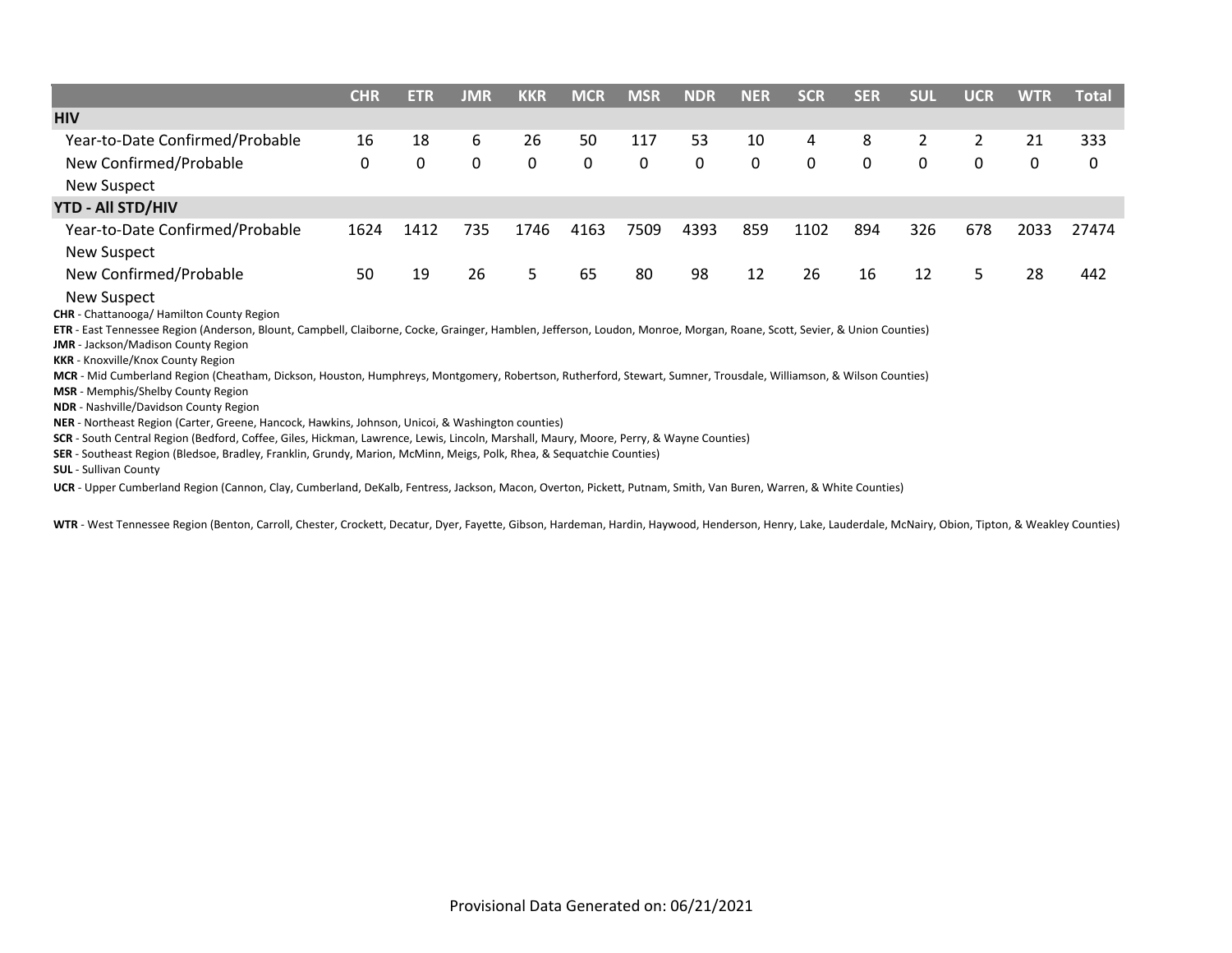| | CHR | ETR | JMR | KKR | MCR | MSR | NDR | NER | SCR | SER | SUL | UCR | WTR | Total |
|---|---|---|---|---|---|---|---|---|---|---|---|---|---|---|
| **HIV** | | | | | | | | | | | | | | |
| Year-to-Date Confirmed/Probable | 16 | 18 | 6 | 26 | 50 | 117 | 53 | 10 | 4 | 8 | 2 | 2 | 21 | 333 |
| New Confirmed/Probable | 0 | 0 | 0 | 0 | 0 | 0 | 0 | 0 | 0 | 0 | 0 | 0 | 0 | 0 |
| New Suspect | | | | | | | | | | | | | | |
| **YTD - All STD/HIV** | | | | | | | | | | | | | | |
| Year-to-Date Confirmed/Probable | 1624 | 1412 | 735 | 1746 | 4163 | 7509 | 4393 | 859 | 1102 | 894 | 326 | 678 | 2033 | 27474 |
| New Suspect | | | | | | | | | | | | | | |
| New Confirmed/Probable | 50 | 19 | 26 | 5 | 65 | 80 | 98 | 12 | 26 | 16 | 12 | 5 | 28 | 442 |
| New Suspect | | | | | | | | | | | | | | |

**CHR** - Chattanooga/ Hamilton County Region

**ETR** - East Tennessee Region (Anderson, Blount, Campbell, Claiborne, Cocke, Grainger, Hamblen, Jefferson, Loudon, Monroe, Morgan, Roane, Scott, Sevier, & Union Counties)

**JMR** - Jackson/Madison County Region

**KKR** - Knoxville/Knox County Region

**MCR** - Mid Cumberland Region (Cheatham, Dickson, Houston, Humphreys, Montgomery, Robertson, Rutherford, Stewart, Sumner, Trousdale, Williamson, & Wilson Counties)

**MSR** - Memphis/Shelby County Region

**NDR** - Nashville/Davidson County Region

**NER** - Northeast Region (Carter, Greene, Hancock, Hawkins, Johnson, Unicoi, & Washington counties)

**SCR** - South Central Region (Bedford, Coffee, Giles, Hickman, Lawrence, Lewis, Lincoln, Marshall, Maury, Moore, Perry, & Wayne Counties)

**SER** - Southeast Region (Bledsoe, Bradley, Franklin, Grundy, Marion, McMinn, Meigs, Polk, Rhea, & Sequatchie Counties)

**SUL** - Sullivan County

**UCR** - Upper Cumberland Region (Cannon, Clay, Cumberland, DeKalb, Fentress, Jackson, Macon, Overton, Pickett, Putnam, Smith, Van Buren, Warren, & White Counties)

**WTR** - West Tennessee Region (Benton, Carroll, Chester, Crockett, Decatur, Dyer, Fayette, Gibson, Hardeman, Hardin, Haywood, Henderson, Henry, Lake, Lauderdale, McNairy, Obion, Tipton, & Weakley Counties)

Provisional Data Generated on: 06/21/2021